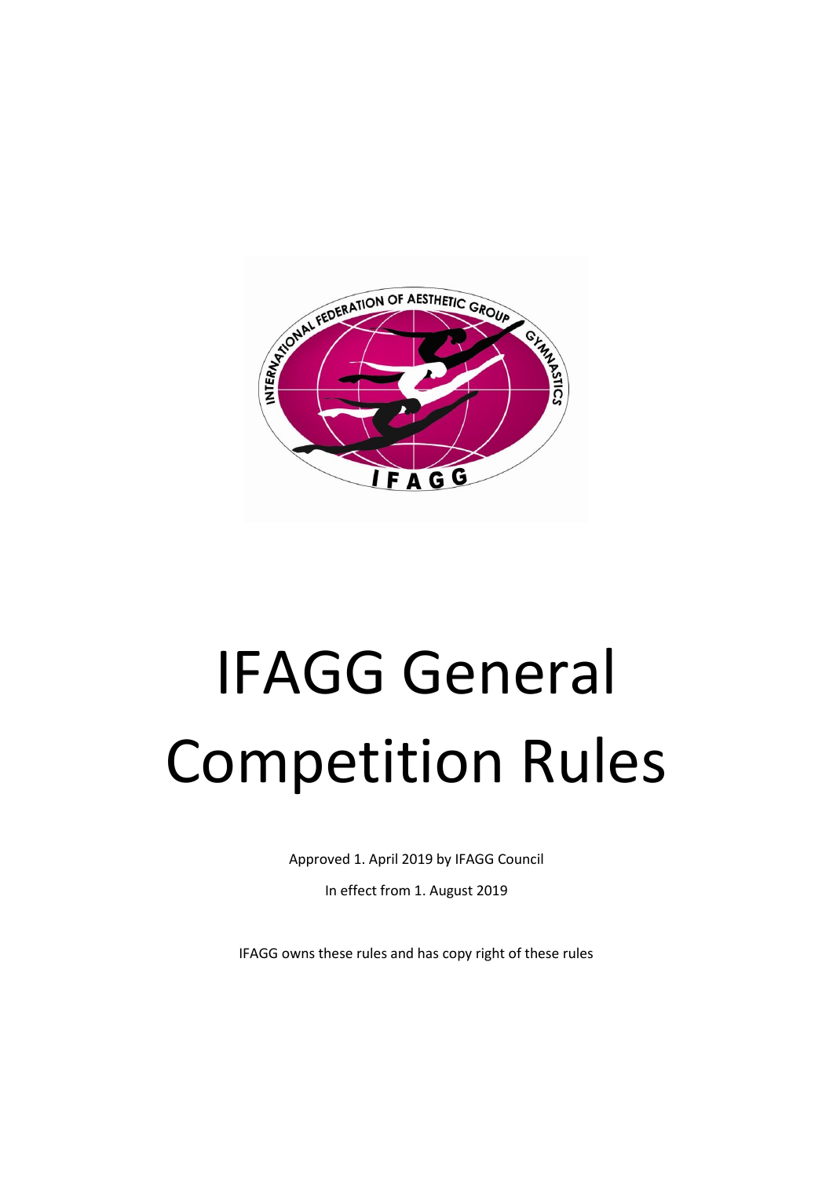# IFAGG General Competition Rules

Approved 1. April 2019 by IFAGG Council

In effect from 1. August 2019

IFAGG owns these rules and has copy right of these rules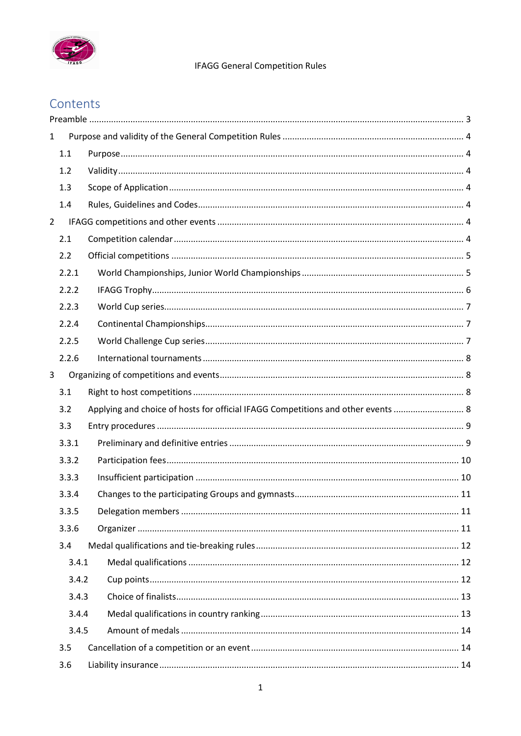# Contents

Preamble ........................................................................................................................................... 3

1 Purpose and validity of the General Competition Rules ........................................................... 4

- 1.1 Purpose .................................................................................................................................... 4
- 1.2 Validity .................................................................................................................................... 4
- 1.3 Scope of Application ............................................................................................................... 4
- 1.4 Rules, Guidelines and Codes ................................................................................................... 4

2 IFAGG competitions and other events ........................................................................................ 4

- 2.1 Competition calendar .............................................................................................................. 4
- 2.2 Official competitions ............................................................................................................... 5
- 2.2.1 World Championships, Junior World Championships ............................................................ 5
- 2.2.2 IFAGG Trophy ......................................................................................................................... 6
- 2.2.3 World Cup series ..................................................................................................................... 7
- 2.2.4 Continental Championships .................................................................................................... 7
- 2.2.5 World Challenge Cup series .................................................................................................... 7
- 2.2.6 International tournaments ....................................................................................................... 8

3 Organizing of competitions and events ....................................................................................... 8

- 3.1 Right to host competitions ...................................................................................................... 8
- 3.2 Applying and choice of hosts for official IFAGG Competitions and other events ................. 8
- 3.3 Entry procedures ..................................................................................................................... 9
- 3.3.1 Preliminary and definitive entries ........................................................................................... 9
- 3.3.2 Participation fees ................................................................................................................... 10
- 3.3.3 Insufficient participation ....................................................................................................... 10
- 3.3.4 Changes to the participating Groups and gymnasts .............................................................. 11
- 3.3.5 Delegation members .............................................................................................................. 11
- 3.3.6 Organizer ................................................................................................................................ 11
- 3.4 Medal qualifications and tie-breaking rules .......................................................................... 12
  - 3.4.1 Medal qualifications ........................................................................................................ 12
  - 3.4.2 Cup points ....................................................................................................................... 12
  - 3.4.3 Choice of finalists ............................................................................................................ 13
  - 3.4.4 Medal qualifications in country ranking .......................................................................... 13
  - 3.4.5 Amount of medals ........................................................................................................... 14
- 3.5 Cancellation of a competition or an event ............................................................................ 14
- 3.6 Liability insurance ................................................................................................................. 14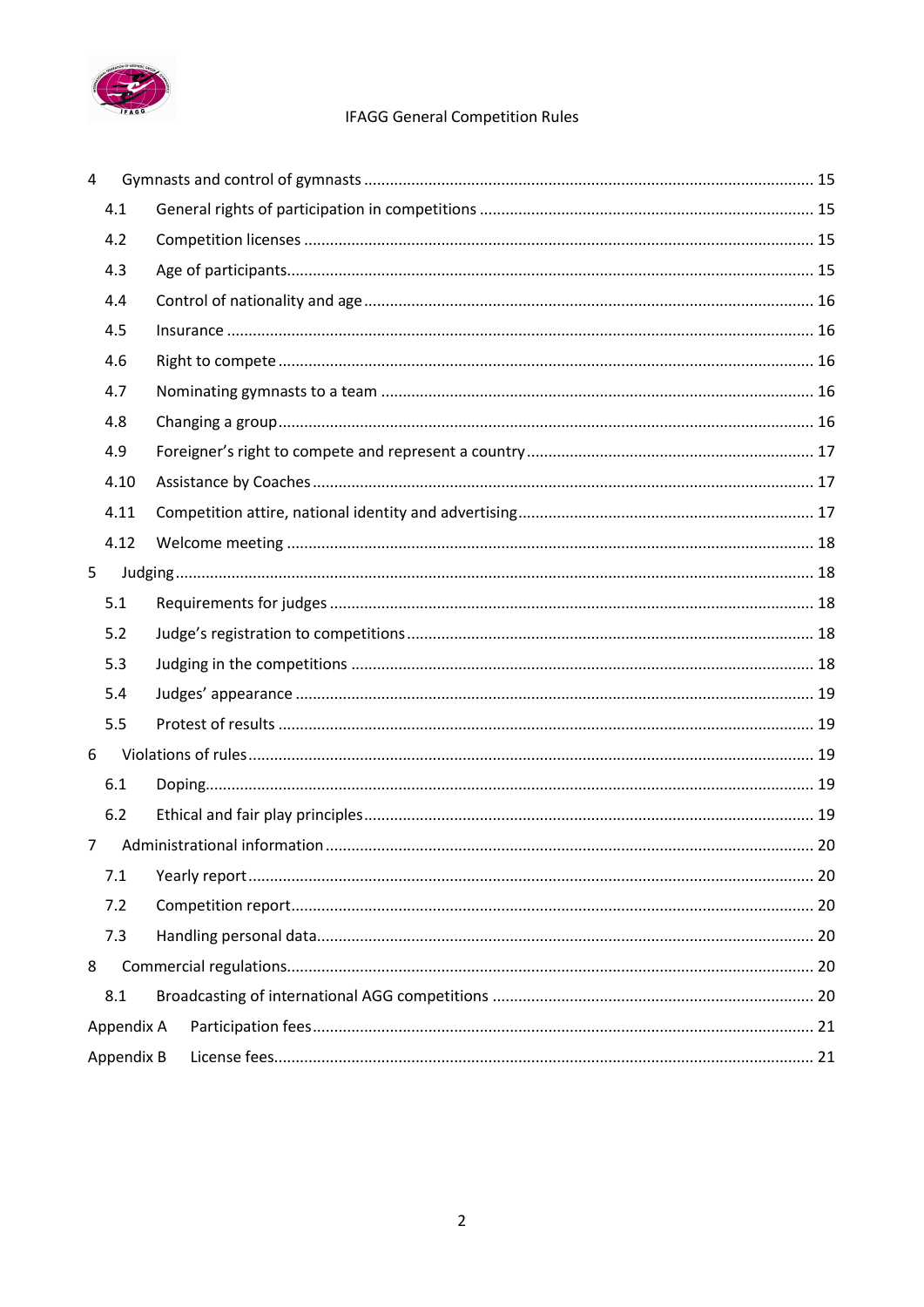4 Gymnasts and control of gymnasts ........................................................................................................ 15

- 4.1 General rights of participation in competitions ............................................................................. 15
- 4.2 Competition licenses ...................................................................................................................... 15
- 4.3 Age of participants.......................................................................................................................... 15
- 4.4 Control of nationality and age ........................................................................................................ 16
- 4.5 Insurance ........................................................................................................................................ 16
- 4.6 Right to compete ............................................................................................................................ 16
- 4.7 Nominating gymnasts to a team .................................................................................................... 16
- 4.8 Changing a group............................................................................................................................ 16
- 4.9 Foreigner's right to compete and represent a country .................................................................. 17
- 4.10 Assistance by Coaches .................................................................................................................... 17
- 4.11 Competition attire, national identity and advertising.................................................................... 17
- 4.12 Welcome meeting .......................................................................................................................... 18

5 Judging................................................................................................................................................... 18

- 5.1 Requirements for judges ................................................................................................................ 18
- 5.2 Judge's registration to competitions.............................................................................................. 18
- 5.3 Judging in the competitions ........................................................................................................... 18
- 5.4 Judges' appearance ........................................................................................................................ 19
- 5.5 Protest of results ............................................................................................................................ 19

6 Violations of rules.................................................................................................................................. 19

- 6.1 Doping............................................................................................................................................. 19
- 6.2 Ethical and fair play principles........................................................................................................ 19

7 Administrational information ................................................................................................................ 20

- 7.1 Yearly report ................................................................................................................................... 20
- 7.2 Competition report......................................................................................................................... 20
- 7.3 Handling personal data................................................................................................................... 20

8 Commercial regulations......................................................................................................................... 20

- 8.1 Broadcasting of international AGG competitions ........................................................................... 20

Appendix A Participation fees.................................................................................................................... 21

Appendix B License fees............................................................................................................................. 21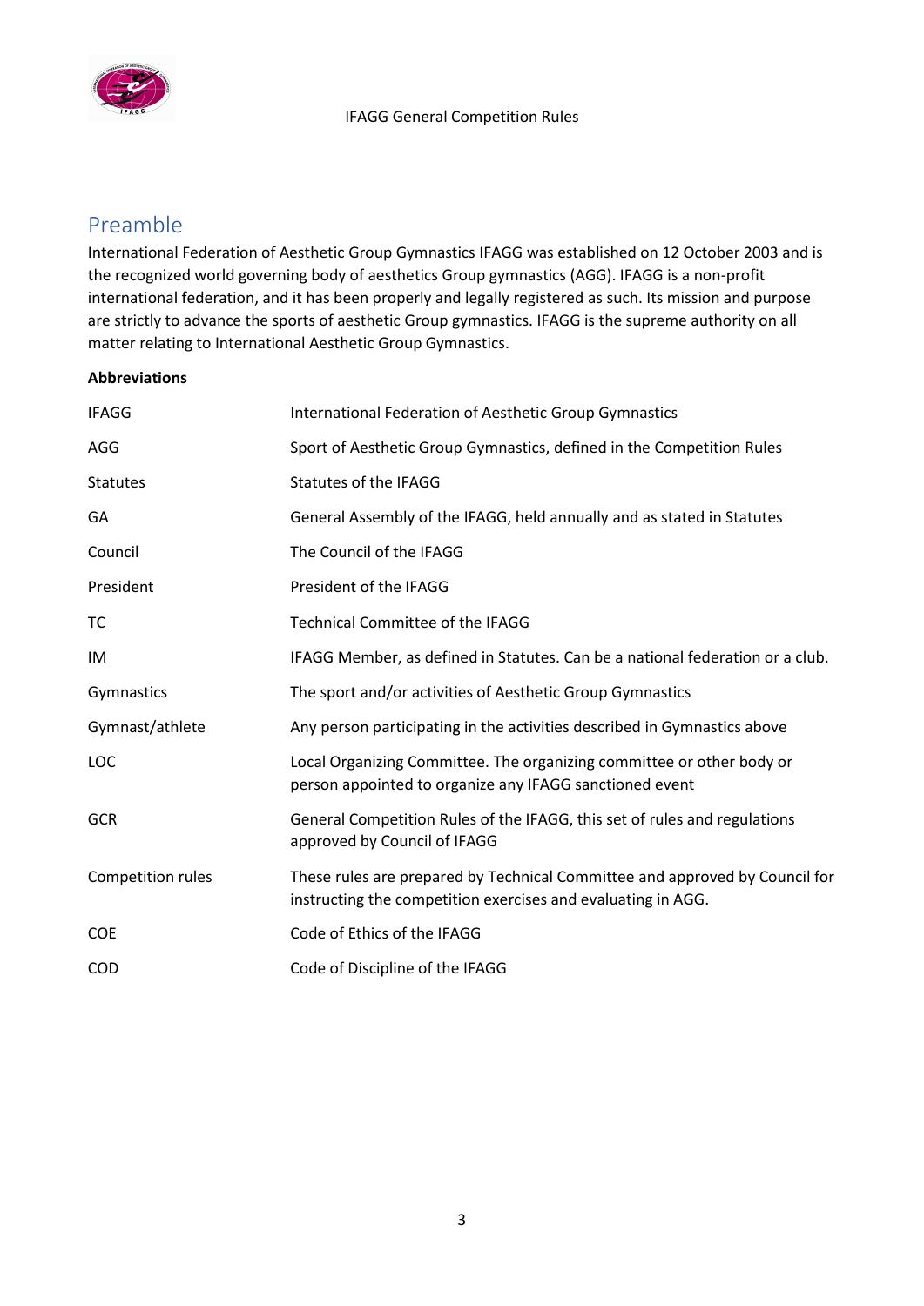## Preamble

International Federation of Aesthetic Group Gymnastics IFAGG was established on 12 October 2003 and is the recognized world governing body of aesthetics Group gymnastics (AGG). IFAGG is a non-profit international federation, and it has been properly and legally registered as such. Its mission and purpose are strictly to advance the sports of aesthetic Group gymnastics. IFAGG is the supreme authority on all matter relating to International Aesthetic Group Gymnastics.

**Abbreviations**

| | |
|---|---|
| IFAGG | International Federation of Aesthetic Group Gymnastics |
| AGG | Sport of Aesthetic Group Gymnastics, defined in the Competition Rules |
| Statutes | Statutes of the IFAGG |
| GA | General Assembly of the IFAGG, held annually and as stated in Statutes |
| Council | The Council of the IFAGG |
| President | President of the IFAGG |
| TC | Technical Committee of the IFAGG |
| IM | IFAGG Member, as defined in Statutes. Can be a national federation or a club. |
| Gymnastics | The sport and/or activities of Aesthetic Group Gymnastics |
| Gymnast/athlete | Any person participating in the activities described in Gymnastics above |
| LOC | Local Organizing Committee. The organizing committee or other body or person appointed to organize any IFAGG sanctioned event |
| GCR | General Competition Rules of the IFAGG, this set of rules and regulations approved by Council of IFAGG |
| Competition rules | These rules are prepared by Technical Committee and approved by Council for instructing the competition exercises and evaluating in AGG. |
| COE | Code of Ethics of the IFAGG |
| COD | Code of Discipline of the IFAGG |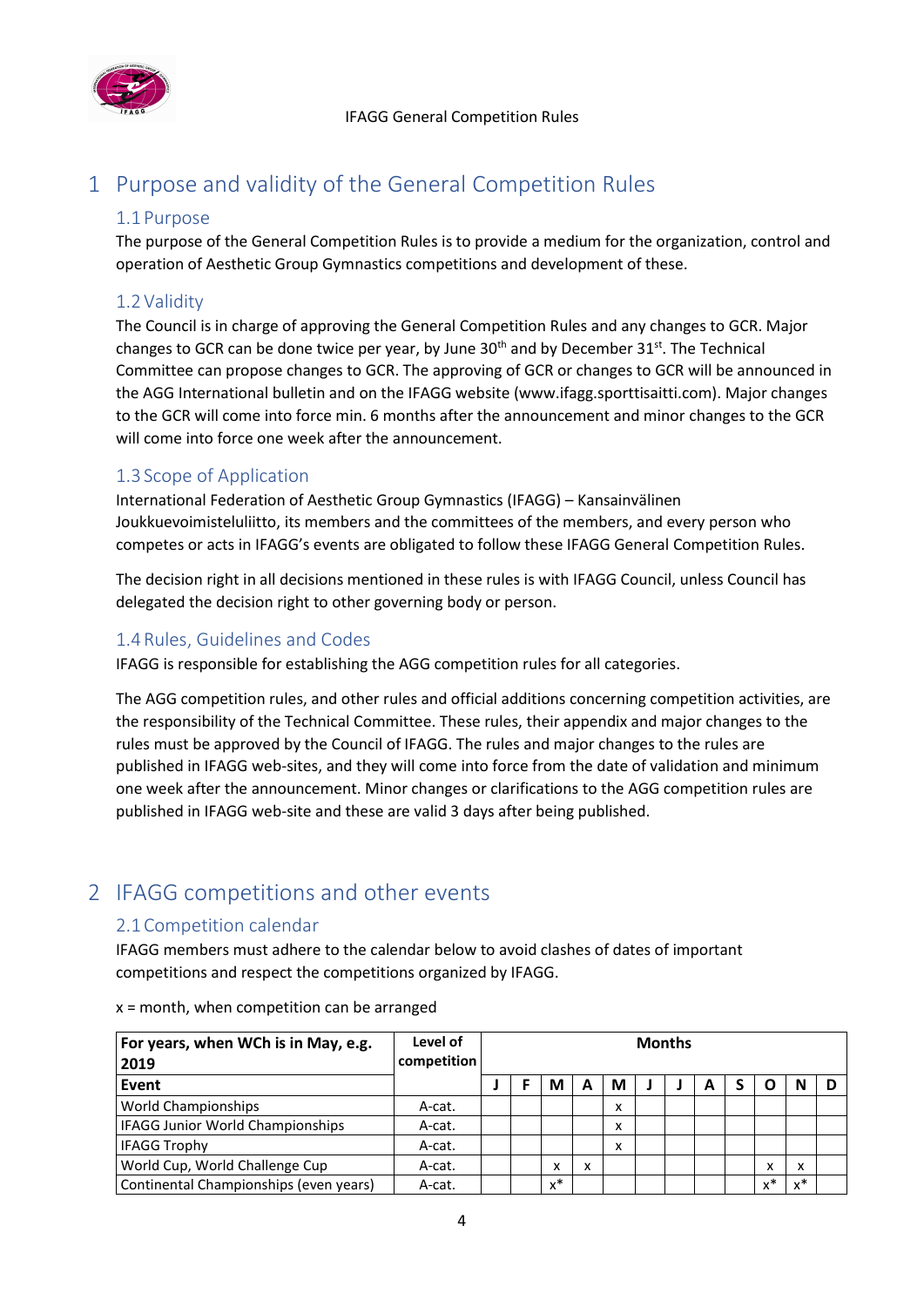# 1 Purpose and validity of the General Competition Rules

## 1.1 Purpose

The purpose of the General Competition Rules is to provide a medium for the organization, control and operation of Aesthetic Group Gymnastics competitions and development of these.

## 1.2 Validity

The Council is in charge of approving the General Competition Rules and any changes to GCR. Major changes to GCR can be done twice per year, by June 30th and by December 31st. The Technical Committee can propose changes to GCR. The approving of GCR or changes to GCR will be announced in the AGG International bulletin and on the IFAGG website (www.ifagg.sporttisaitti.com). Major changes to the GCR will come into force min. 6 months after the announcement and minor changes to the GCR will come into force one week after the announcement.

## 1.3 Scope of Application

International Federation of Aesthetic Group Gymnastics (IFAGG) – Kansainvälinen Joukkuevoimisteluliitto, its members and the committees of the members, and every person who competes or acts in IFAGG's events are obligated to follow these IFAGG General Competition Rules.

The decision right in all decisions mentioned in these rules is with IFAGG Council, unless Council has delegated the decision right to other governing body or person.

## 1.4 Rules, Guidelines and Codes

IFAGG is responsible for establishing the AGG competition rules for all categories.

The AGG competition rules, and other rules and official additions concerning competition activities, are the responsibility of the Technical Committee. These rules, their appendix and major changes to the rules must be approved by the Council of IFAGG. The rules and major changes to the rules are published in IFAGG web-sites, and they will come into force from the date of validation and minimum one week after the announcement. Minor changes or clarifications to the AGG competition rules are published in IFAGG web-site and these are valid 3 days after being published.

# 2 IFAGG competitions and other events

## 2.1 Competition calendar

IFAGG members must adhere to the calendar below to avoid clashes of dates of important competitions and respect the competitions organized by IFAGG.

x = month, when competition can be arranged

| **For years, when WCh is in May, e.g. 2019** | **Level of competition** | **Months** | | | | | | | | | | | |
|---|---|---|---|---|---|---|---|---|---|---|---|---|---|
| **Event** | | **J** | **F** | **M** | **A** | **M** | **J** | **J** | **A** | **S** | **O** | **N** | **D** |
| World Championships | A-cat. | | | | | x | | | | | | | |
| IFAGG Junior World Championships | A-cat. | | | | | x | | | | | | | |
| IFAGG Trophy | A-cat. | | | | | x | | | | | | | |
| World Cup, World Challenge Cup | A-cat. | | | x | x | | | | | | x | x | |
| Continental Championships (even years) | A-cat. | | | x* | | | | | | | x* | x* | |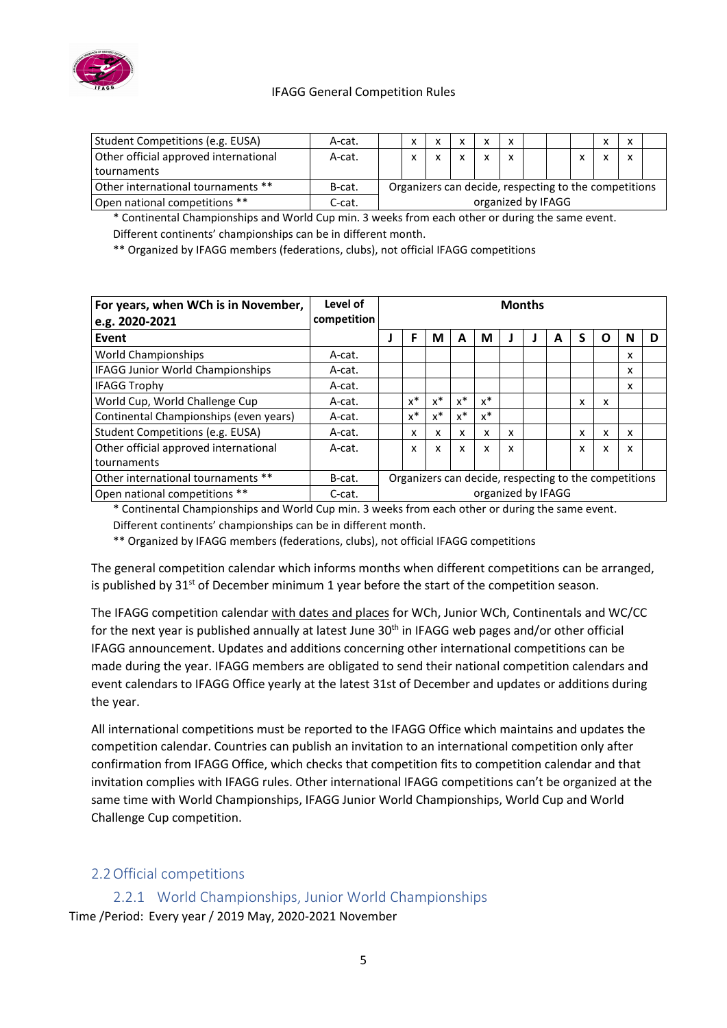| Student Competitions (e.g. EUSA) | A-cat. | | x | x | x | x | x | | | | x | x | |
|---|---|---|---|---|---|---|---|---|---|---|---|---|---|
| Other official approved international tournaments | A-cat. | | x | x | x | x | x | | | x | x | x | |
| Other international tournaments ** | B-cat. | Organizers can decide, respecting the competitions | | | | | | | | | | | |
| Open national competitions ** | C-cat. | organized by IFAGG | | | | | | | | | | | |

\* Continental Championships and World Cup min. 3 weeks from each other or during the same event. Different continents' championships can be in different month.

\*\* Organized by IFAGG members (federations, clubs), not official IFAGG competitions

| **For years, when WCh is in November, e.g. 2020-2021** | **Level of competition** | **Months** | | | | | | | | | | | |
|---|---|---|---|---|---|---|---|---|---|---|---|---|---|
| **Event** | | **J** | **F** | **M** | **A** | **M** | **J** | **J** | **A** | **S** | **O** | **N** | **D** |
| World Championships | A-cat. | | | | | | | | | | | x | |
| IFAGG Junior World Championships | A-cat. | | | | | | | | | | | x | |
| IFAGG Trophy | A-cat. | | | | | | | | | | | x | |
| World Cup, World Challenge Cup | A-cat. | | x* | x* | x* | x* | | | | x | x | | |
| Continental Championships (even years) | A-cat. | | x* | x* | x* | x* | | | | | | | |
| Student Competitions (e.g. EUSA) | A-cat. | | x | x | x | x | x | | | x | x | x | |
| Other official approved international tournaments | A-cat. | | x | x | x | x | x | | | x | x | x | |
| Other international tournaments ** | B-cat. | Organizers can decide, respecting the competitions | | | | | | | | | | | |
| Open national competitions ** | C-cat. | organized by IFAGG | | | | | | | | | | | |

\* Continental Championships and World Cup min. 3 weeks from each other or during the same event. Different continents' championships can be in different month.

\*\* Organized by IFAGG members (federations, clubs), not official IFAGG competitions

The general competition calendar which informs months when different competitions can be arranged, is published by 31st of December minimum 1 year before the start of the competition season.

The IFAGG competition calendar with dates and places for WCh, Junior WCh, Continentals and WC/CC for the next year is published annually at latest June 30th in IFAGG web pages and/or other official IFAGG announcement. Updates and additions concerning other international competitions can be made during the year. IFAGG members are obligated to send their national competition calendars and event calendars to IFAGG Office yearly at the latest 31st of December and updates or additions during the year.

All international competitions must be reported to the IFAGG Office which maintains and updates the competition calendar. Countries can publish an invitation to an international competition only after confirmation from IFAGG Office, which checks that competition fits to competition calendar and that invitation complies with IFAGG rules. Other international IFAGG competitions can't be organized at the same time with World Championships, IFAGG Junior World Championships, World Cup and World Challenge Cup competition.

## 2.2 Official competitions

### 2.2.1 World Championships, Junior World Championships

Time /Period: Every year / 2019 May, 2020-2021 November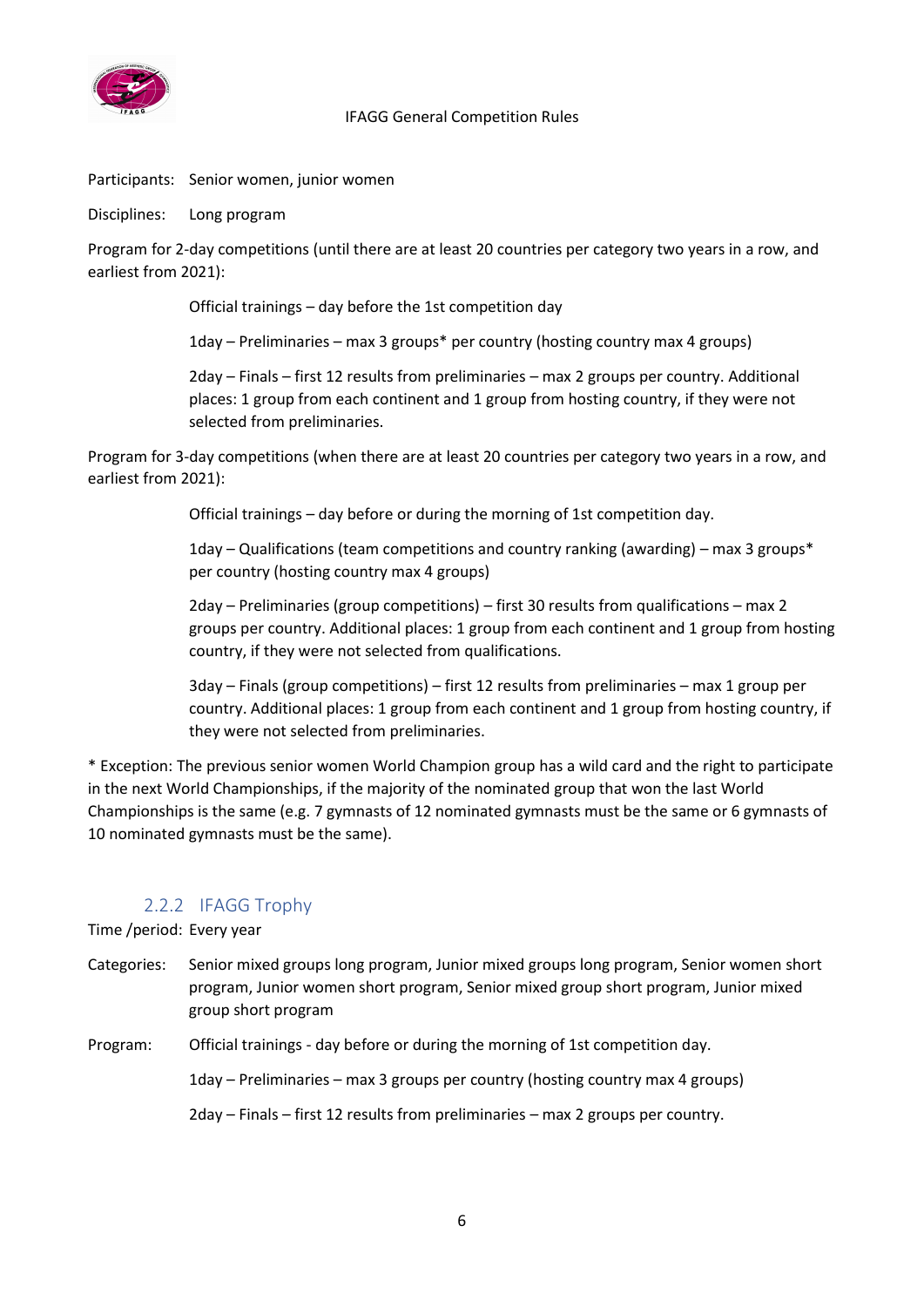Participants: Senior women, junior women

Disciplines: Long program

Program for 2-day competitions (until there are at least 20 countries per category two years in a row, and earliest from 2021):

Official trainings – day before the 1st competition day

1day – Preliminaries – max 3 groups* per country (hosting country max 4 groups)

2day – Finals – first 12 results from preliminaries – max 2 groups per country. Additional places: 1 group from each continent and 1 group from hosting country, if they were not selected from preliminaries.

Program for 3-day competitions (when there are at least 20 countries per category two years in a row, and earliest from 2021):

Official trainings – day before or during the morning of 1st competition day.

1day – Qualifications (team competitions and country ranking (awarding) – max 3 groups* per country (hosting country max 4 groups)

2day – Preliminaries (group competitions) – first 30 results from qualifications – max 2 groups per country. Additional places: 1 group from each continent and 1 group from hosting country, if they were not selected from qualifications.

3day – Finals (group competitions) – first 12 results from preliminaries – max 1 group per country. Additional places: 1 group from each continent and 1 group from hosting country, if they were not selected from preliminaries.

* Exception: The previous senior women World Champion group has a wild card and the right to participate in the next World Championships, if the majority of the nominated group that won the last World Championships is the same (e.g. 7 gymnasts of 12 nominated gymnasts must be the same or 6 gymnasts of 10 nominated gymnasts must be the same).

### 2.2.2 IFAGG Trophy

Time /period: Every year

Categories: Senior mixed groups long program, Junior mixed groups long program, Senior women short program, Junior women short program, Senior mixed group short program, Junior mixed group short program

Program: Official trainings - day before or during the morning of 1st competition day.

1day – Preliminaries – max 3 groups per country (hosting country max 4 groups)

2day – Finals – first 12 results from preliminaries – max 2 groups per country.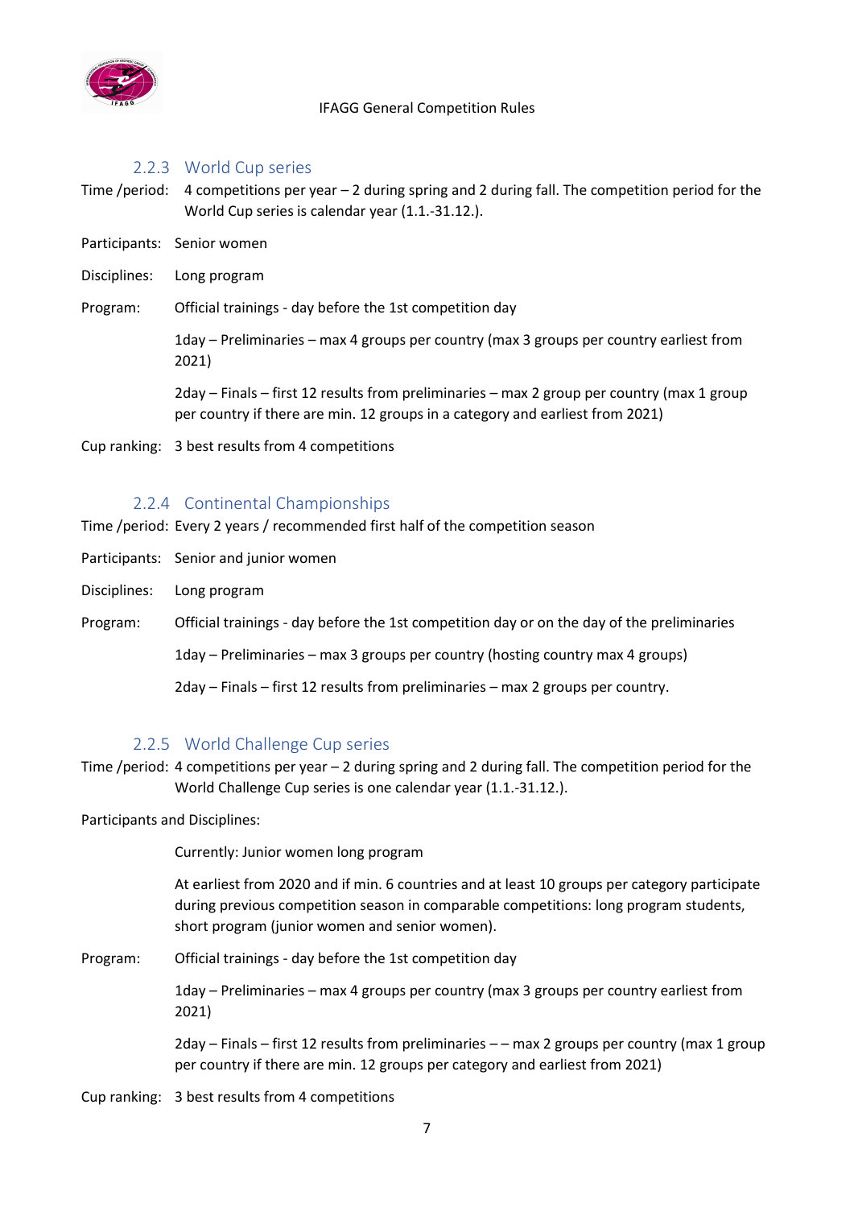### 2.2.3 World Cup series

Time /period: 4 competitions per year – 2 during spring and 2 during fall. The competition period for the World Cup series is calendar year (1.1.-31.12.).

Participants: Senior women

Disciplines: Long program

Program: Official trainings - day before the 1st competition day

1day – Preliminaries – max 4 groups per country (max 3 groups per country earliest from 2021)

2day – Finals – first 12 results from preliminaries – max 2 group per country (max 1 group per country if there are min. 12 groups in a category and earliest from 2021)

Cup ranking: 3 best results from 4 competitions

### 2.2.4 Continental Championships

Time /period: Every 2 years / recommended first half of the competition season

Participants: Senior and junior women

Disciplines: Long program

Program: Official trainings - day before the 1st competition day or on the day of the preliminaries

1day – Preliminaries – max 3 groups per country (hosting country max 4 groups)

2day – Finals – first 12 results from preliminaries – max 2 groups per country.

### 2.2.5 World Challenge Cup series

Time /period: 4 competitions per year – 2 during spring and 2 during fall. The competition period for the World Challenge Cup series is one calendar year (1.1.-31.12.).

Participants and Disciplines:

Currently: Junior women long program

At earliest from 2020 and if min. 6 countries and at least 10 groups per category participate during previous competition season in comparable competitions: long program students, short program (junior women and senior women).

Program: Official trainings - day before the 1st competition day

1day – Preliminaries – max 4 groups per country (max 3 groups per country earliest from 2021)

2day – Finals – first 12 results from preliminaries – – max 2 groups per country (max 1 group per country if there are min. 12 groups per category and earliest from 2021)

Cup ranking: 3 best results from 4 competitions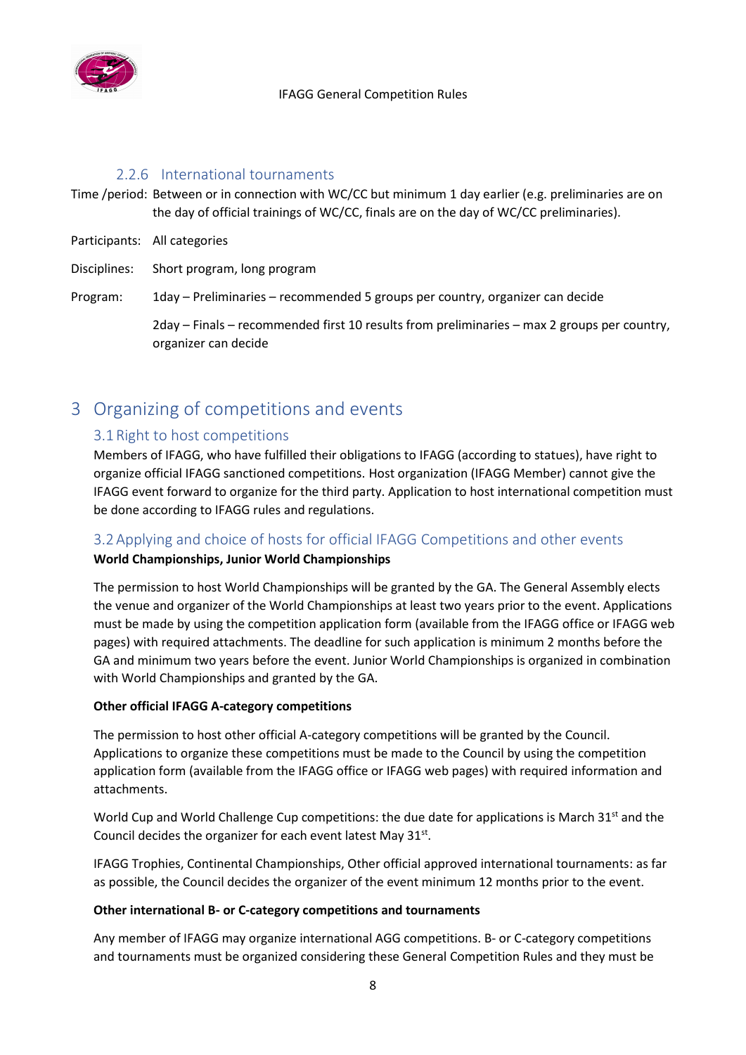### 2.2.6 International tournaments

Time /period: Between or in connection with WC/CC but minimum 1 day earlier (e.g. preliminaries are on the day of official trainings of WC/CC, finals are on the day of WC/CC preliminaries).

Participants: All categories

Disciplines: Short program, long program

Program: 1day – Preliminaries – recommended 5 groups per country, organizer can decide

2day – Finals – recommended first 10 results from preliminaries – max 2 groups per country, organizer can decide

# 3 Organizing of competitions and events

## 3.1 Right to host competitions

Members of IFAGG, who have fulfilled their obligations to IFAGG (according to statues), have right to organize official IFAGG sanctioned competitions. Host organization (IFAGG Member) cannot give the IFAGG event forward to organize for the third party. Application to host international competition must be done according to IFAGG rules and regulations.

## 3.2 Applying and choice of hosts for official IFAGG Competitions and other events

**World Championships, Junior World Championships**

The permission to host World Championships will be granted by the GA. The General Assembly elects the venue and organizer of the World Championships at least two years prior to the event. Applications must be made by using the competition application form (available from the IFAGG office or IFAGG web pages) with required attachments. The deadline for such application is minimum 2 months before the GA and minimum two years before the event. Junior World Championships is organized in combination with World Championships and granted by the GA.

**Other official IFAGG A-category competitions**

The permission to host other official A-category competitions will be granted by the Council. Applications to organize these competitions must be made to the Council by using the competition application form (available from the IFAGG office or IFAGG web pages) with required information and attachments.

World Cup and World Challenge Cup competitions: the due date for applications is March 31st and the Council decides the organizer for each event latest May 31st.

IFAGG Trophies, Continental Championships, Other official approved international tournaments: as far as possible, the Council decides the organizer of the event minimum 12 months prior to the event.

**Other international B- or C-category competitions and tournaments**

Any member of IFAGG may organize international AGG competitions. B- or C-category competitions and tournaments must be organized considering these General Competition Rules and they must be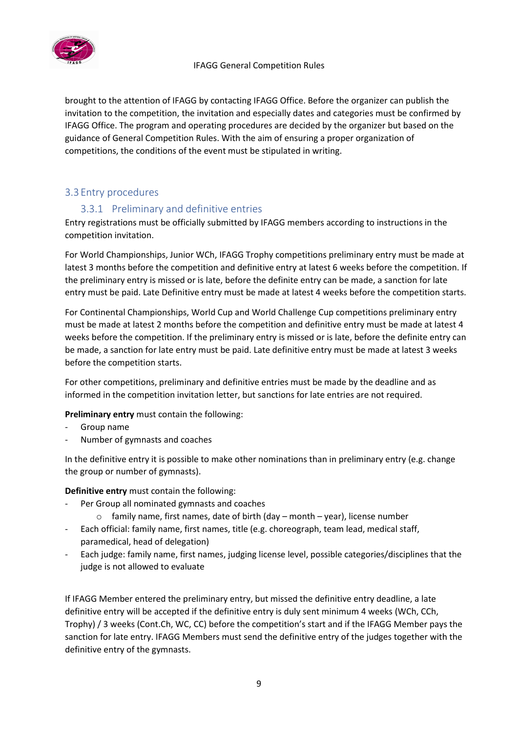brought to the attention of IFAGG by contacting IFAGG Office. Before the organizer can publish the invitation to the competition, the invitation and especially dates and categories must be confirmed by IFAGG Office. The program and operating procedures are decided by the organizer but based on the guidance of General Competition Rules. With the aim of ensuring a proper organization of competitions, the conditions of the event must be stipulated in writing.

## 3.3 Entry procedures

### 3.3.1 Preliminary and definitive entries

Entry registrations must be officially submitted by IFAGG members according to instructions in the competition invitation.

For World Championships, Junior WCh, IFAGG Trophy competitions preliminary entry must be made at latest 3 months before the competition and definitive entry at latest 6 weeks before the competition. If the preliminary entry is missed or is late, before the definite entry can be made, a sanction for late entry must be paid. Late Definitive entry must be made at latest 4 weeks before the competition starts.

For Continental Championships, World Cup and World Challenge Cup competitions preliminary entry must be made at latest 2 months before the competition and definitive entry must be made at latest 4 weeks before the competition. If the preliminary entry is missed or is late, before the definite entry can be made, a sanction for late entry must be paid. Late definitive entry must be made at latest 3 weeks before the competition starts.

For other competitions, preliminary and definitive entries must be made by the deadline and as informed in the competition invitation letter, but sanctions for late entries are not required.

**Preliminary entry** must contain the following:

- Group name
- Number of gymnasts and coaches

In the definitive entry it is possible to make other nominations than in preliminary entry (e.g. change the group or number of gymnasts).

**Definitive entry** must contain the following:

- Per Group all nominated gymnasts and coaches
  - family name, first names, date of birth (day – month – year), license number
- Each official: family name, first names, title (e.g. choreograph, team lead, medical staff, paramedical, head of delegation)
- Each judge: family name, first names, judging license level, possible categories/disciplines that the judge is not allowed to evaluate

If IFAGG Member entered the preliminary entry, but missed the definitive entry deadline, a late definitive entry will be accepted if the definitive entry is duly sent minimum 4 weeks (WCh, CCh, Trophy) / 3 weeks (Cont.Ch, WC, CC) before the competition's start and if the IFAGG Member pays the sanction for late entry. IFAGG Members must send the definitive entry of the judges together with the definitive entry of the gymnasts.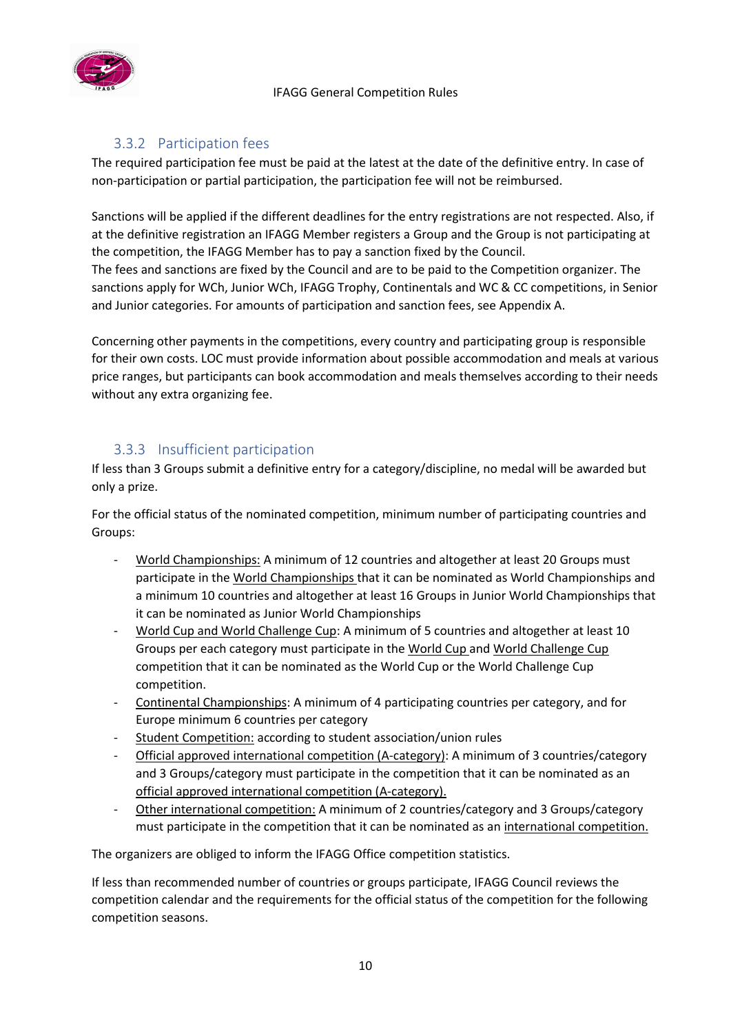### 3.3.2 Participation fees

The required participation fee must be paid at the latest at the date of the definitive entry. In case of non-participation or partial participation, the participation fee will not be reimbursed.

Sanctions will be applied if the different deadlines for the entry registrations are not respected. Also, if at the definitive registration an IFAGG Member registers a Group and the Group is not participating at the competition, the IFAGG Member has to pay a sanction fixed by the Council.
The fees and sanctions are fixed by the Council and are to be paid to the Competition organizer. The sanctions apply for WCh, Junior WCh, IFAGG Trophy, Continentals and WC & CC competitions, in Senior and Junior categories. For amounts of participation and sanction fees, see Appendix A.

Concerning other payments in the competitions, every country and participating group is responsible for their own costs. LOC must provide information about possible accommodation and meals at various price ranges, but participants can book accommodation and meals themselves according to their needs without any extra organizing fee.

### 3.3.3 Insufficient participation

If less than 3 Groups submit a definitive entry for a category/discipline, no medal will be awarded but only a prize.

For the official status of the nominated competition, minimum number of participating countries and Groups:

- World Championships: A minimum of 12 countries and altogether at least 20 Groups must participate in the World Championships that it can be nominated as World Championships and a minimum 10 countries and altogether at least 16 Groups in Junior World Championships that it can be nominated as Junior World Championships
- World Cup and World Challenge Cup: A minimum of 5 countries and altogether at least 10 Groups per each category must participate in the World Cup and World Challenge Cup competition that it can be nominated as the World Cup or the World Challenge Cup competition.
- Continental Championships: A minimum of 4 participating countries per category, and for Europe minimum 6 countries per category
- Student Competition: according to student association/union rules
- Official approved international competition (A-category): A minimum of 3 countries/category and 3 Groups/category must participate in the competition that it can be nominated as an official approved international competition (A-category).
- Other international competition: A minimum of 2 countries/category and 3 Groups/category must participate in the competition that it can be nominated as an international competition.

The organizers are obliged to inform the IFAGG Office competition statistics.

If less than recommended number of countries or groups participate, IFAGG Council reviews the competition calendar and the requirements for the official status of the competition for the following competition seasons.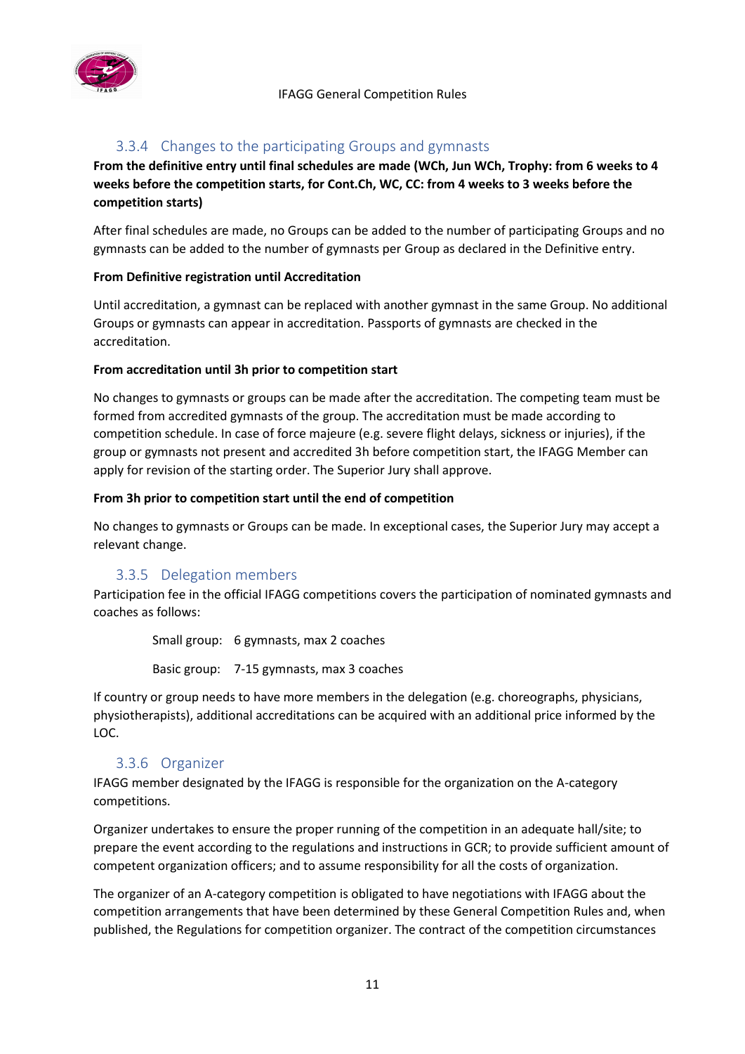### 3.3.4 Changes to the participating Groups and gymnasts

**From the definitive entry until final schedules are made (WCh, Jun WCh, Trophy: from 6 weeks to 4 weeks before the competition starts, for Cont.Ch, WC, CC: from 4 weeks to 3 weeks before the competition starts)**

After final schedules are made, no Groups can be added to the number of participating Groups and no gymnasts can be added to the number of gymnasts per Group as declared in the Definitive entry.

**From Definitive registration until Accreditation**

Until accreditation, a gymnast can be replaced with another gymnast in the same Group. No additional Groups or gymnasts can appear in accreditation. Passports of gymnasts are checked in the accreditation.

**From accreditation until 3h prior to competition start**

No changes to gymnasts or groups can be made after the accreditation. The competing team must be formed from accredited gymnasts of the group. The accreditation must be made according to competition schedule. In case of force majeure (e.g. severe flight delays, sickness or injuries), if the group or gymnasts not present and accredited 3h before competition start, the IFAGG Member can apply for revision of the starting order. The Superior Jury shall approve.

**From 3h prior to competition start until the end of competition**

No changes to gymnasts or Groups can be made. In exceptional cases, the Superior Jury may accept a relevant change.

### 3.3.5 Delegation members

Participation fee in the official IFAGG competitions covers the participation of nominated gymnasts and coaches as follows:

Small group: 6 gymnasts, max 2 coaches

Basic group: 7-15 gymnasts, max 3 coaches

If country or group needs to have more members in the delegation (e.g. choreographs, physicians, physiotherapists), additional accreditations can be acquired with an additional price informed by the LOC.

### 3.3.6 Organizer

IFAGG member designated by the IFAGG is responsible for the organization on the A-category competitions.

Organizer undertakes to ensure the proper running of the competition in an adequate hall/site; to prepare the event according to the regulations and instructions in GCR; to provide sufficient amount of competent organization officers; and to assume responsibility for all the costs of organization.

The organizer of an A-category competition is obligated to have negotiations with IFAGG about the competition arrangements that have been determined by these General Competition Rules and, when published, the Regulations for competition organizer. The contract of the competition circumstances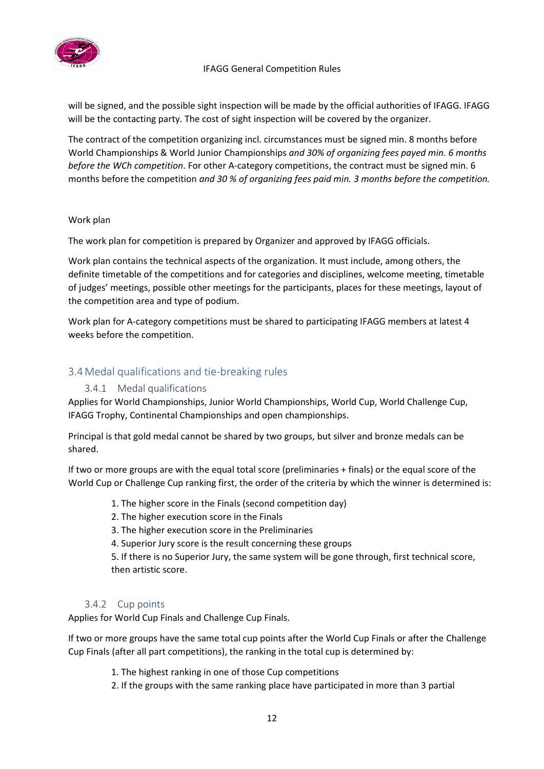will be signed, and the possible sight inspection will be made by the official authorities of IFAGG. IFAGG will be the contacting party. The cost of sight inspection will be covered by the organizer.

The contract of the competition organizing incl. circumstances must be signed min. 8 months before World Championships & World Junior Championships *and 30% of organizing fees payed min. 6 months before the WCh competition*. For other A-category competitions, the contract must be signed min. 6 months before the competition *and 30 % of organizing fees paid min. 3 months before the competition.*

Work plan

The work plan for competition is prepared by Organizer and approved by IFAGG officials.

Work plan contains the technical aspects of the organization. It must include, among others, the definite timetable of the competitions and for categories and disciplines, welcome meeting, timetable of judges' meetings, possible other meetings for the participants, places for these meetings, layout of the competition area and type of podium.

Work plan for A-category competitions must be shared to participating IFAGG members at latest 4 weeks before the competition.

## 3.4 Medal qualifications and tie-breaking rules

### 3.4.1 Medal qualifications

Applies for World Championships, Junior World Championships, World Cup, World Challenge Cup, IFAGG Trophy, Continental Championships and open championships.

Principal is that gold medal cannot be shared by two groups, but silver and bronze medals can be shared.

If two or more groups are with the equal total score (preliminaries + finals) or the equal score of the World Cup or Challenge Cup ranking first, the order of the criteria by which the winner is determined is:

1. The higher score in the Finals (second competition day)
2. The higher execution score in the Finals
3. The higher execution score in the Preliminaries
4. Superior Jury score is the result concerning these groups
5. If there is no Superior Jury, the same system will be gone through, first technical score, then artistic score.

### 3.4.2 Cup points

Applies for World Cup Finals and Challenge Cup Finals.

If two or more groups have the same total cup points after the World Cup Finals or after the Challenge Cup Finals (after all part competitions), the ranking in the total cup is determined by:

1. The highest ranking in one of those Cup competitions
2. If the groups with the same ranking place have participated in more than 3 partial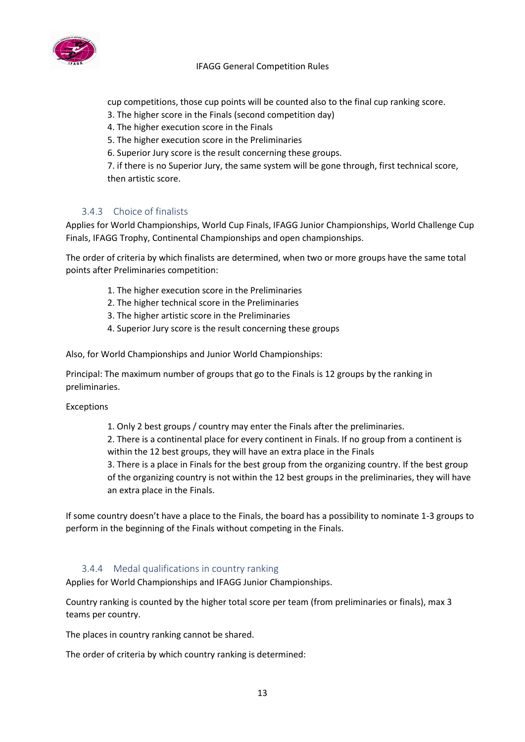cup competitions, those cup points will be counted also to the final cup ranking score.
3. The higher score in the Finals (second competition day)
4. The higher execution score in the Finals
5. The higher execution score in the Preliminaries
6. Superior Jury score is the result concerning these groups.
7. if there is no Superior Jury, the same system will be gone through, first technical score, then artistic score.

### 3.4.3 Choice of finalists

Applies for World Championships, World Cup Finals, IFAGG Junior Championships, World Challenge Cup Finals, IFAGG Trophy, Continental Championships and open championships.

The order of criteria by which finalists are determined, when two or more groups have the same total points after Preliminaries competition:

1. The higher execution score in the Preliminaries
2. The higher technical score in the Preliminaries
3. The higher artistic score in the Preliminaries
4. Superior Jury score is the result concerning these groups

Also, for World Championships and Junior World Championships:

Principal: The maximum number of groups that go to the Finals is 12 groups by the ranking in preliminaries.

Exceptions

1. Only 2 best groups / country may enter the Finals after the preliminaries.
2. There is a continental place for every continent in Finals. If no group from a continent is within the 12 best groups, they will have an extra place in the Finals
3. There is a place in Finals for the best group from the organizing country. If the best group of the organizing country is not within the 12 best groups in the preliminaries, they will have an extra place in the Finals.

If some country doesn't have a place to the Finals, the board has a possibility to nominate 1-3 groups to perform in the beginning of the Finals without competing in the Finals.

### 3.4.4 Medal qualifications in country ranking

Applies for World Championships and IFAGG Junior Championships.

Country ranking is counted by the higher total score per team (from preliminaries or finals), max 3 teams per country.

The places in country ranking cannot be shared.

The order of criteria by which country ranking is determined: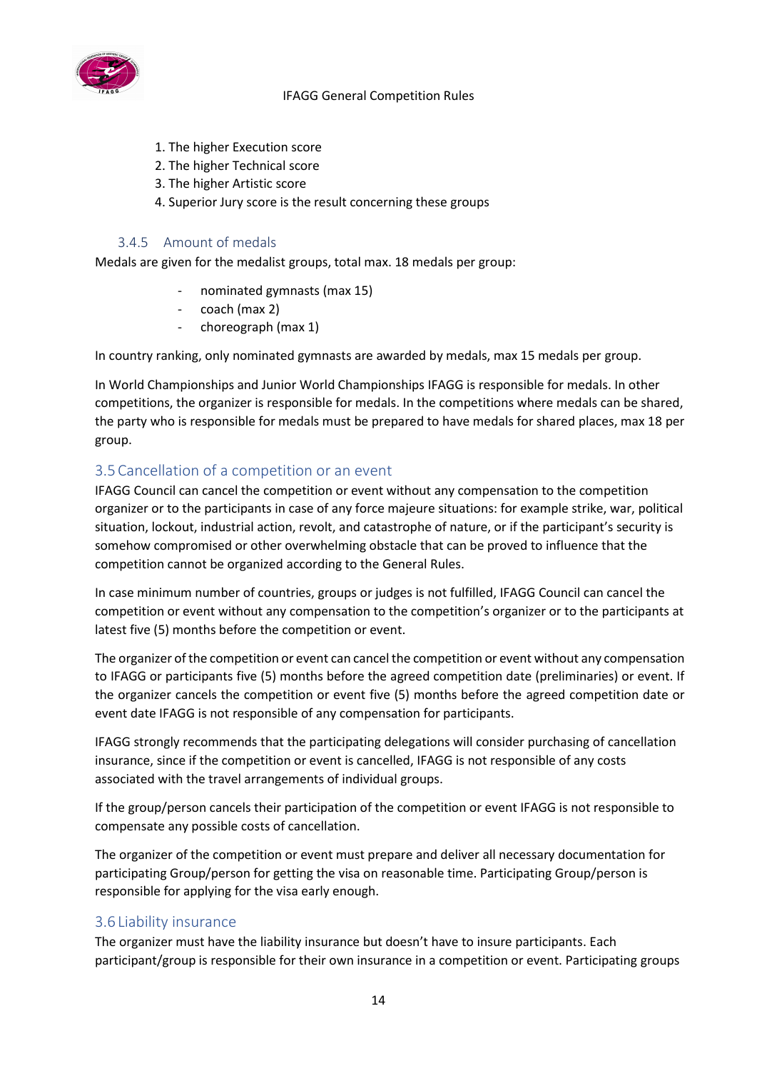1. The higher Execution score
2. The higher Technical score
3. The higher Artistic score
4. Superior Jury score is the result concerning these groups

### 3.4.5 Amount of medals

Medals are given for the medalist groups, total max. 18 medals per group:

- nominated gymnasts (max 15)
- coach (max 2)
- choreograph (max 1)

In country ranking, only nominated gymnasts are awarded by medals, max 15 medals per group.

In World Championships and Junior World Championships IFAGG is responsible for medals. In other competitions, the organizer is responsible for medals. In the competitions where medals can be shared, the party who is responsible for medals must be prepared to have medals for shared places, max 18 per group.

## 3.5 Cancellation of a competition or an event

IFAGG Council can cancel the competition or event without any compensation to the competition organizer or to the participants in case of any force majeure situations: for example strike, war, political situation, lockout, industrial action, revolt, and catastrophe of nature, or if the participant's security is somehow compromised or other overwhelming obstacle that can be proved to influence that the competition cannot be organized according to the General Rules.

In case minimum number of countries, groups or judges is not fulfilled, IFAGG Council can cancel the competition or event without any compensation to the competition's organizer or to the participants at latest five (5) months before the competition or event.

The organizer of the competition or event can cancel the competition or event without any compensation to IFAGG or participants five (5) months before the agreed competition date (preliminaries) or event. If the organizer cancels the competition or event five (5) months before the agreed competition date or event date IFAGG is not responsible of any compensation for participants.

IFAGG strongly recommends that the participating delegations will consider purchasing of cancellation insurance, since if the competition or event is cancelled, IFAGG is not responsible of any costs associated with the travel arrangements of individual groups.

If the group/person cancels their participation of the competition or event IFAGG is not responsible to compensate any possible costs of cancellation.

The organizer of the competition or event must prepare and deliver all necessary documentation for participating Group/person for getting the visa on reasonable time. Participating Group/person is responsible for applying for the visa early enough.

## 3.6 Liability insurance

The organizer must have the liability insurance but doesn't have to insure participants. Each participant/group is responsible for their own insurance in a competition or event. Participating groups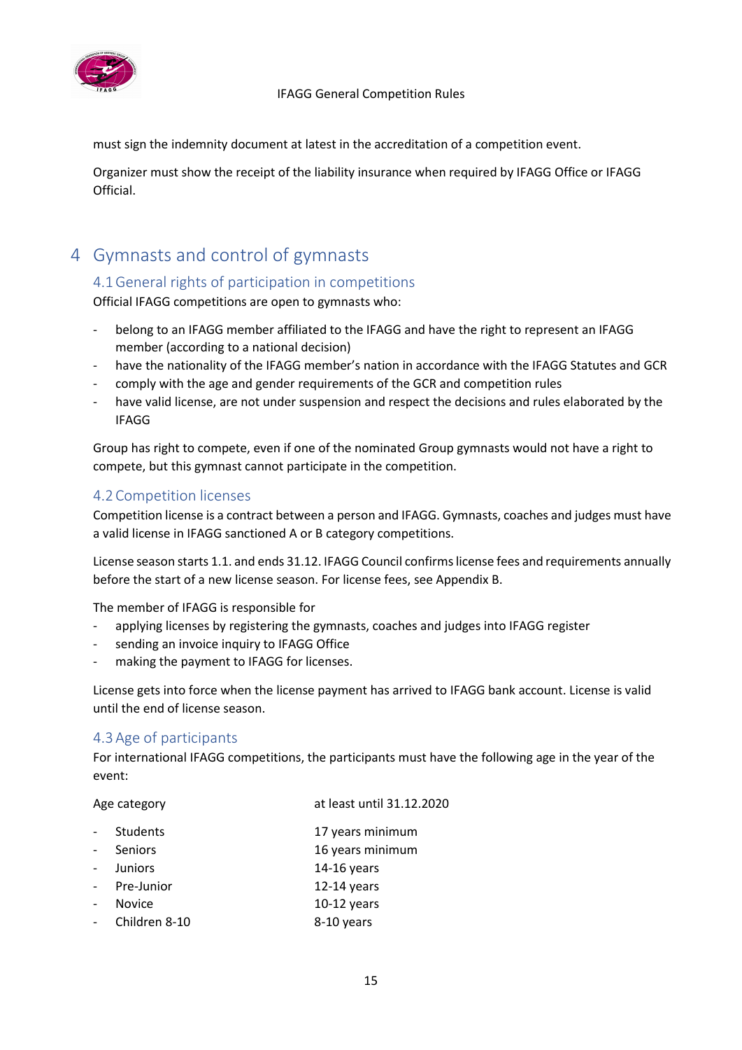must sign the indemnity document at latest in the accreditation of a competition event.

Organizer must show the receipt of the liability insurance when required by IFAGG Office or IFAGG Official.

# 4 Gymnasts and control of gymnasts

## 4.1 General rights of participation in competitions

Official IFAGG competitions are open to gymnasts who:

- belong to an IFAGG member affiliated to the IFAGG and have the right to represent an IFAGG member (according to a national decision)
- have the nationality of the IFAGG member's nation in accordance with the IFAGG Statutes and GCR
- comply with the age and gender requirements of the GCR and competition rules
- have valid license, are not under suspension and respect the decisions and rules elaborated by the IFAGG

Group has right to compete, even if one of the nominated Group gymnasts would not have a right to compete, but this gymnast cannot participate in the competition.

## 4.2 Competition licenses

Competition license is a contract between a person and IFAGG. Gymnasts, coaches and judges must have a valid license in IFAGG sanctioned A or B category competitions.

License season starts 1.1. and ends 31.12. IFAGG Council confirms license fees and requirements annually before the start of a new license season. For license fees, see Appendix B.

The member of IFAGG is responsible for

- applying licenses by registering the gymnasts, coaches and judges into IFAGG register
- sending an invoice inquiry to IFAGG Office
- making the payment to IFAGG for licenses.

License gets into force when the license payment has arrived to IFAGG bank account. License is valid until the end of license season.

## 4.3 Age of participants

For international IFAGG competitions, the participants must have the following age in the year of the event:

| Age category | at least until 31.12.2020 |
|---|---|
| - Students | 17 years minimum |
| - Seniors | 16 years minimum |
| - Juniors | 14-16 years |
| - Pre-Junior | 12-14 years |
| - Novice | 10-12 years |
| - Children 8-10 | 8-10 years |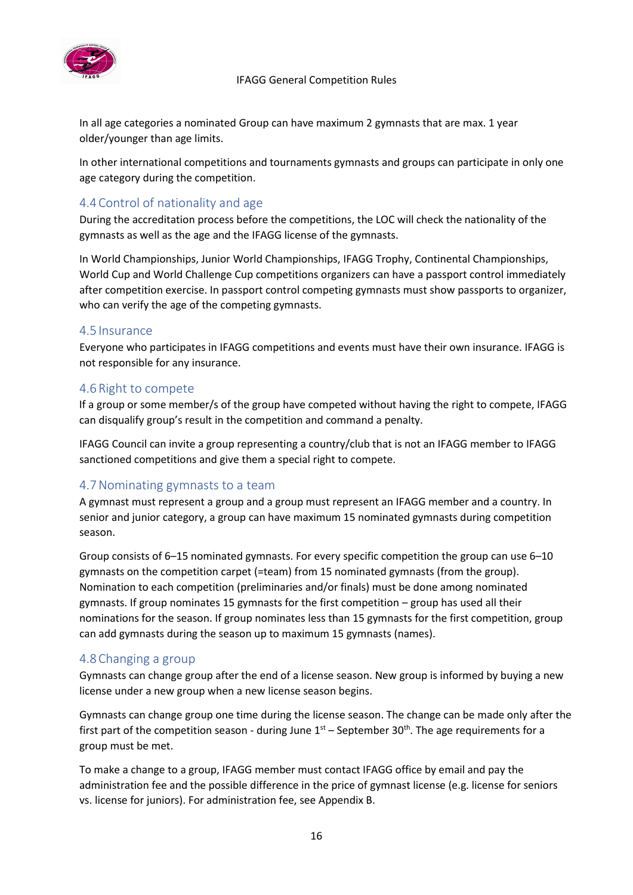In all age categories a nominated Group can have maximum 2 gymnasts that are max. 1 year older/younger than age limits.

In other international competitions and tournaments gymnasts and groups can participate in only one age category during the competition.

## 4.4 Control of nationality and age

During the accreditation process before the competitions, the LOC will check the nationality of the gymnasts as well as the age and the IFAGG license of the gymnasts.

In World Championships, Junior World Championships, IFAGG Trophy, Continental Championships, World Cup and World Challenge Cup competitions organizers can have a passport control immediately after competition exercise. In passport control competing gymnasts must show passports to organizer, who can verify the age of the competing gymnasts.

## 4.5 Insurance

Everyone who participates in IFAGG competitions and events must have their own insurance. IFAGG is not responsible for any insurance.

## 4.6 Right to compete

If a group or some member/s of the group have competed without having the right to compete, IFAGG can disqualify group's result in the competition and command a penalty.

IFAGG Council can invite a group representing a country/club that is not an IFAGG member to IFAGG sanctioned competitions and give them a special right to compete.

## 4.7 Nominating gymnasts to a team

A gymnast must represent a group and a group must represent an IFAGG member and a country. In senior and junior category, a group can have maximum 15 nominated gymnasts during competition season.

Group consists of 6–15 nominated gymnasts. For every specific competition the group can use 6–10 gymnasts on the competition carpet (=team) from 15 nominated gymnasts (from the group). Nomination to each competition (preliminaries and/or finals) must be done among nominated gymnasts. If group nominates 15 gymnasts for the first competition – group has used all their nominations for the season. If group nominates less than 15 gymnasts for the first competition, group can add gymnasts during the season up to maximum 15 gymnasts (names).

## 4.8 Changing a group

Gymnasts can change group after the end of a license season. New group is informed by buying a new license under a new group when a new license season begins.

Gymnasts can change group one time during the license season. The change can be made only after the first part of the competition season - during June 1st – September 30th. The age requirements for a group must be met.

To make a change to a group, IFAGG member must contact IFAGG office by email and pay the administration fee and the possible difference in the price of gymnast license (e.g. license for seniors vs. license for juniors). For administration fee, see Appendix B.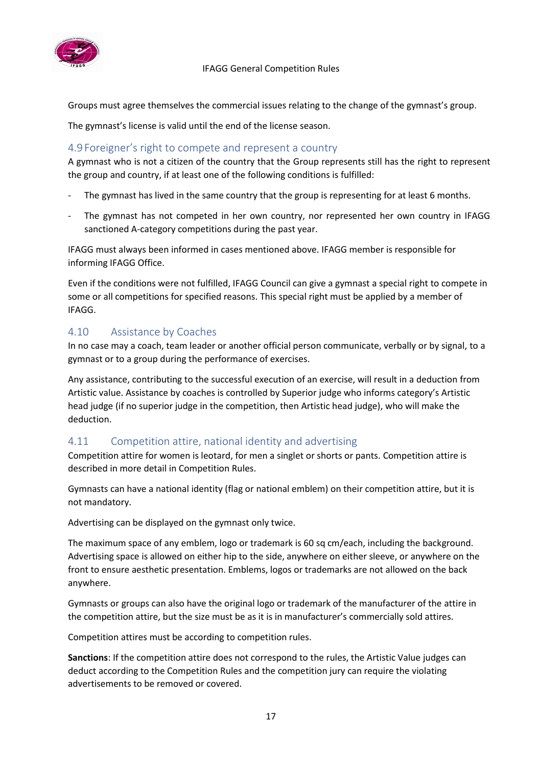Groups must agree themselves the commercial issues relating to the change of the gymnast's group.

The gymnast's license is valid until the end of the license season.

## 4.9 Foreigner's right to compete and represent a country

A gymnast who is not a citizen of the country that the Group represents still has the right to represent the group and country, if at least one of the following conditions is fulfilled:

- The gymnast has lived in the same country that the group is representing for at least 6 months.
- The gymnast has not competed in her own country, nor represented her own country in IFAGG sanctioned A-category competitions during the past year.

IFAGG must always been informed in cases mentioned above. IFAGG member is responsible for informing IFAGG Office.

Even if the conditions were not fulfilled, IFAGG Council can give a gymnast a special right to compete in some or all competitions for specified reasons. This special right must be applied by a member of IFAGG.

## 4.10 Assistance by Coaches

In no case may a coach, team leader or another official person communicate, verbally or by signal, to a gymnast or to a group during the performance of exercises.

Any assistance, contributing to the successful execution of an exercise, will result in a deduction from Artistic value. Assistance by coaches is controlled by Superior judge who informs category's Artistic head judge (if no superior judge in the competition, then Artistic head judge), who will make the deduction.

## 4.11 Competition attire, national identity and advertising

Competition attire for women is leotard, for men a singlet or shorts or pants. Competition attire is described in more detail in Competition Rules.

Gymnasts can have a national identity (flag or national emblem) on their competition attire, but it is not mandatory.

Advertising can be displayed on the gymnast only twice.

The maximum space of any emblem, logo or trademark is 60 sq cm/each, including the background. Advertising space is allowed on either hip to the side, anywhere on either sleeve, or anywhere on the front to ensure aesthetic presentation. Emblems, logos or trademarks are not allowed on the back anywhere.

Gymnasts or groups can also have the original logo or trademark of the manufacturer of the attire in the competition attire, but the size must be as it is in manufacturer's commercially sold attires.

Competition attires must be according to competition rules.

**Sanctions**: If the competition attire does not correspond to the rules, the Artistic Value judges can deduct according to the Competition Rules and the competition jury can require the violating advertisements to be removed or covered.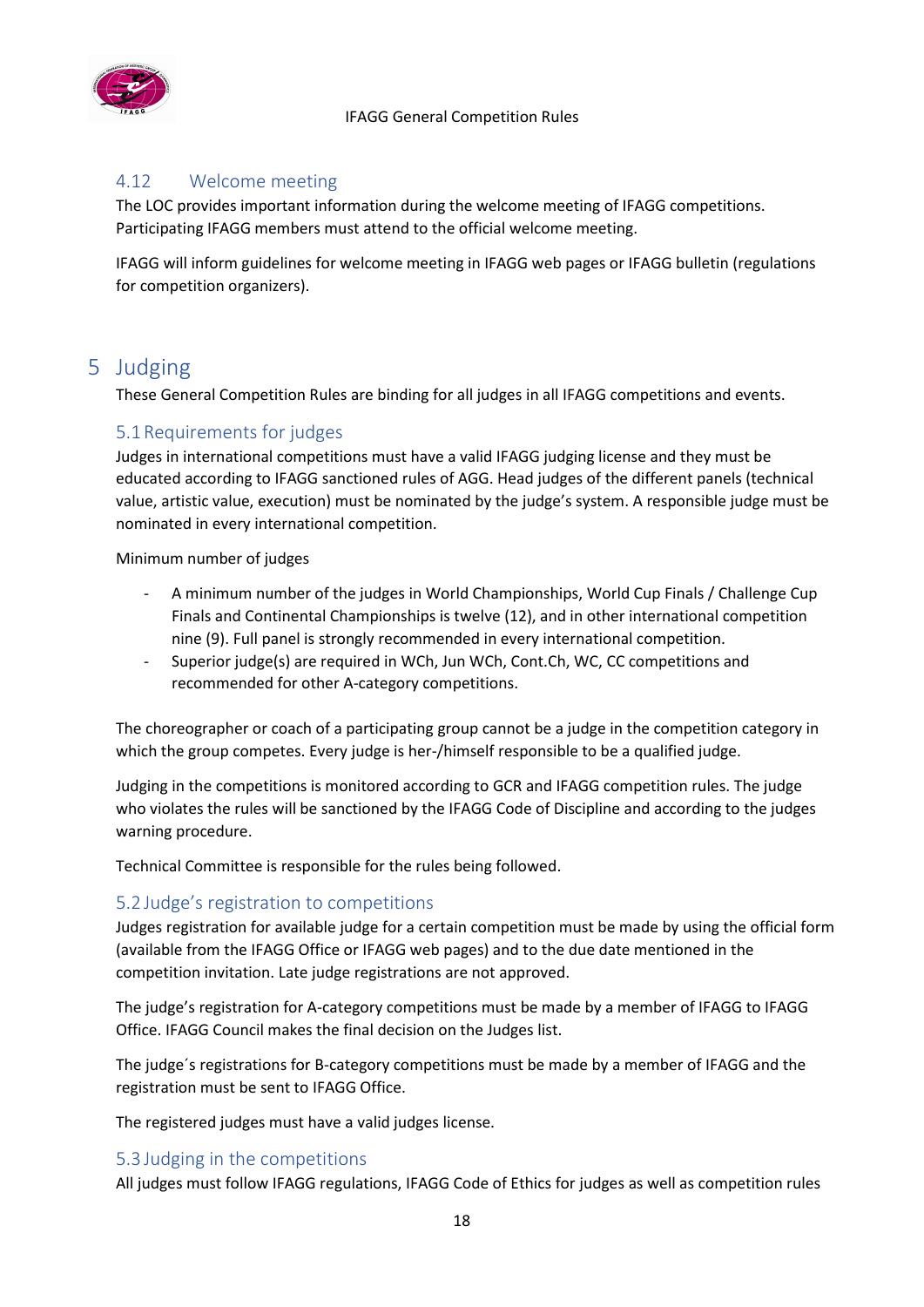## 4.12 Welcome meeting

The LOC provides important information during the welcome meeting of IFAGG competitions. Participating IFAGG members must attend to the official welcome meeting.

IFAGG will inform guidelines for welcome meeting in IFAGG web pages or IFAGG bulletin (regulations for competition organizers).

# 5 Judging

These General Competition Rules are binding for all judges in all IFAGG competitions and events.

## 5.1 Requirements for judges

Judges in international competitions must have a valid IFAGG judging license and they must be educated according to IFAGG sanctioned rules of AGG. Head judges of the different panels (technical value, artistic value, execution) must be nominated by the judge's system. A responsible judge must be nominated in every international competition.

Minimum number of judges

- A minimum number of the judges in World Championships, World Cup Finals / Challenge Cup Finals and Continental Championships is twelve (12), and in other international competition nine (9). Full panel is strongly recommended in every international competition.
- Superior judge(s) are required in WCh, Jun WCh, Cont.Ch, WC, CC competitions and recommended for other A-category competitions.

The choreographer or coach of a participating group cannot be a judge in the competition category in which the group competes. Every judge is her-/himself responsible to be a qualified judge.

Judging in the competitions is monitored according to GCR and IFAGG competition rules. The judge who violates the rules will be sanctioned by the IFAGG Code of Discipline and according to the judges warning procedure.

Technical Committee is responsible for the rules being followed.

## 5.2 Judge's registration to competitions

Judges registration for available judge for a certain competition must be made by using the official form (available from the IFAGG Office or IFAGG web pages) and to the due date mentioned in the competition invitation. Late judge registrations are not approved.

The judge's registration for A-category competitions must be made by a member of IFAGG to IFAGG Office. IFAGG Council makes the final decision on the Judges list.

The judge´s registrations for B-category competitions must be made by a member of IFAGG and the registration must be sent to IFAGG Office.

The registered judges must have a valid judges license.

## 5.3 Judging in the competitions

All judges must follow IFAGG regulations, IFAGG Code of Ethics for judges as well as competition rules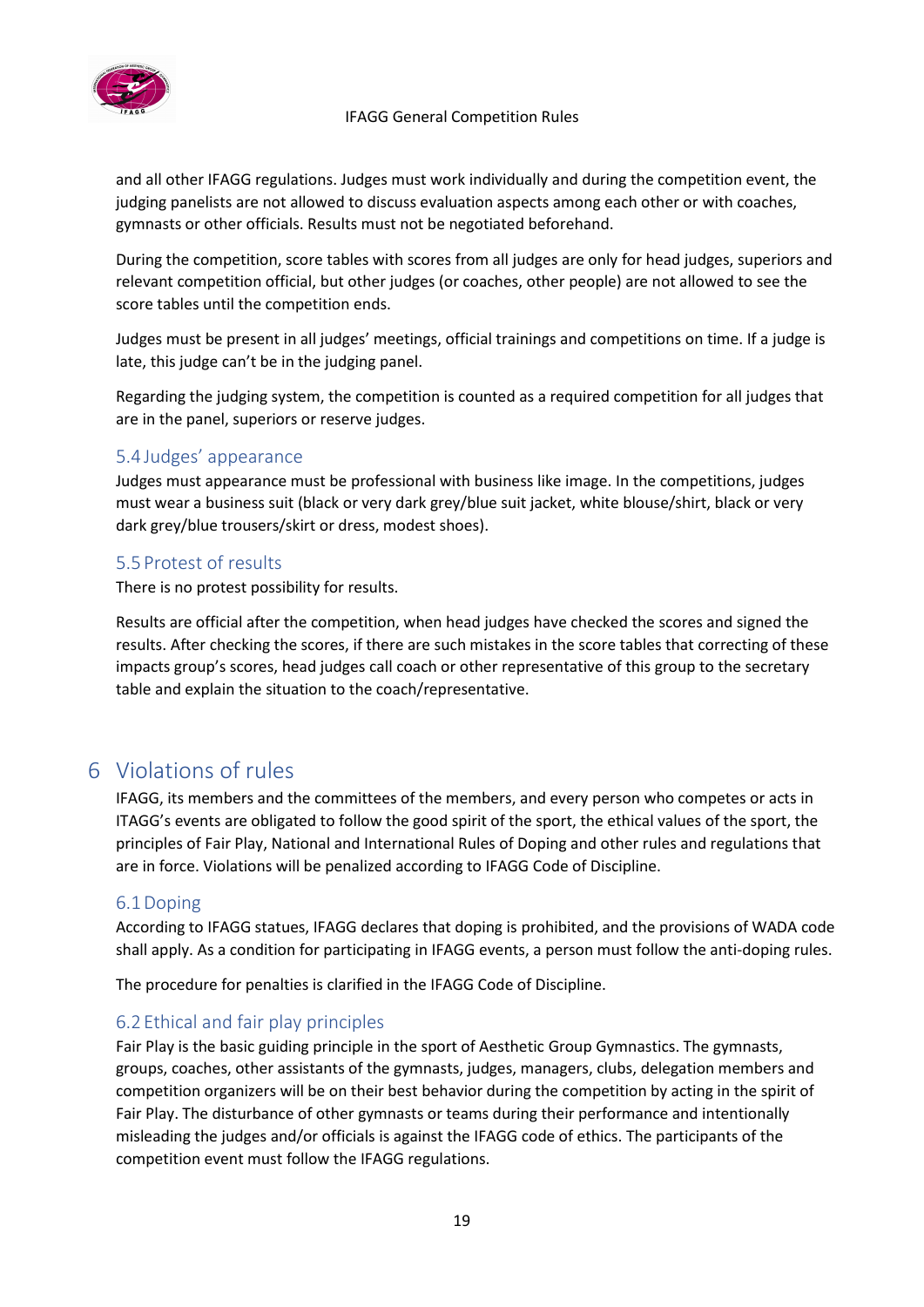and all other IFAGG regulations. Judges must work individually and during the competition event, the judging panelists are not allowed to discuss evaluation aspects among each other or with coaches, gymnasts or other officials. Results must not be negotiated beforehand.

During the competition, score tables with scores from all judges are only for head judges, superiors and relevant competition official, but other judges (or coaches, other people) are not allowed to see the score tables until the competition ends.

Judges must be present in all judges' meetings, official trainings and competitions on time. If a judge is late, this judge can't be in the judging panel.

Regarding the judging system, the competition is counted as a required competition for all judges that are in the panel, superiors or reserve judges.

### 5.4 Judges' appearance

Judges must appearance must be professional with business like image. In the competitions, judges must wear a business suit (black or very dark grey/blue suit jacket, white blouse/shirt, black or very dark grey/blue trousers/skirt or dress, modest shoes).

### 5.5 Protest of results

There is no protest possibility for results.

Results are official after the competition, when head judges have checked the scores and signed the results. After checking the scores, if there are such mistakes in the score tables that correcting of these impacts group's scores, head judges call coach or other representative of this group to the secretary table and explain the situation to the coach/representative.

## 6 Violations of rules

IFAGG, its members and the committees of the members, and every person who competes or acts in ITAGG's events are obligated to follow the good spirit of the sport, the ethical values of the sport, the principles of Fair Play, National and International Rules of Doping and other rules and regulations that are in force. Violations will be penalized according to IFAGG Code of Discipline.

### 6.1 Doping

According to IFAGG statues, IFAGG declares that doping is prohibited, and the provisions of WADA code shall apply. As a condition for participating in IFAGG events, a person must follow the anti-doping rules.

The procedure for penalties is clarified in the IFAGG Code of Discipline.

### 6.2 Ethical and fair play principles

Fair Play is the basic guiding principle in the sport of Aesthetic Group Gymnastics. The gymnasts, groups, coaches, other assistants of the gymnasts, judges, managers, clubs, delegation members and competition organizers will be on their best behavior during the competition by acting in the spirit of Fair Play. The disturbance of other gymnasts or teams during their performance and intentionally misleading the judges and/or officials is against the IFAGG code of ethics. The participants of the competition event must follow the IFAGG regulations.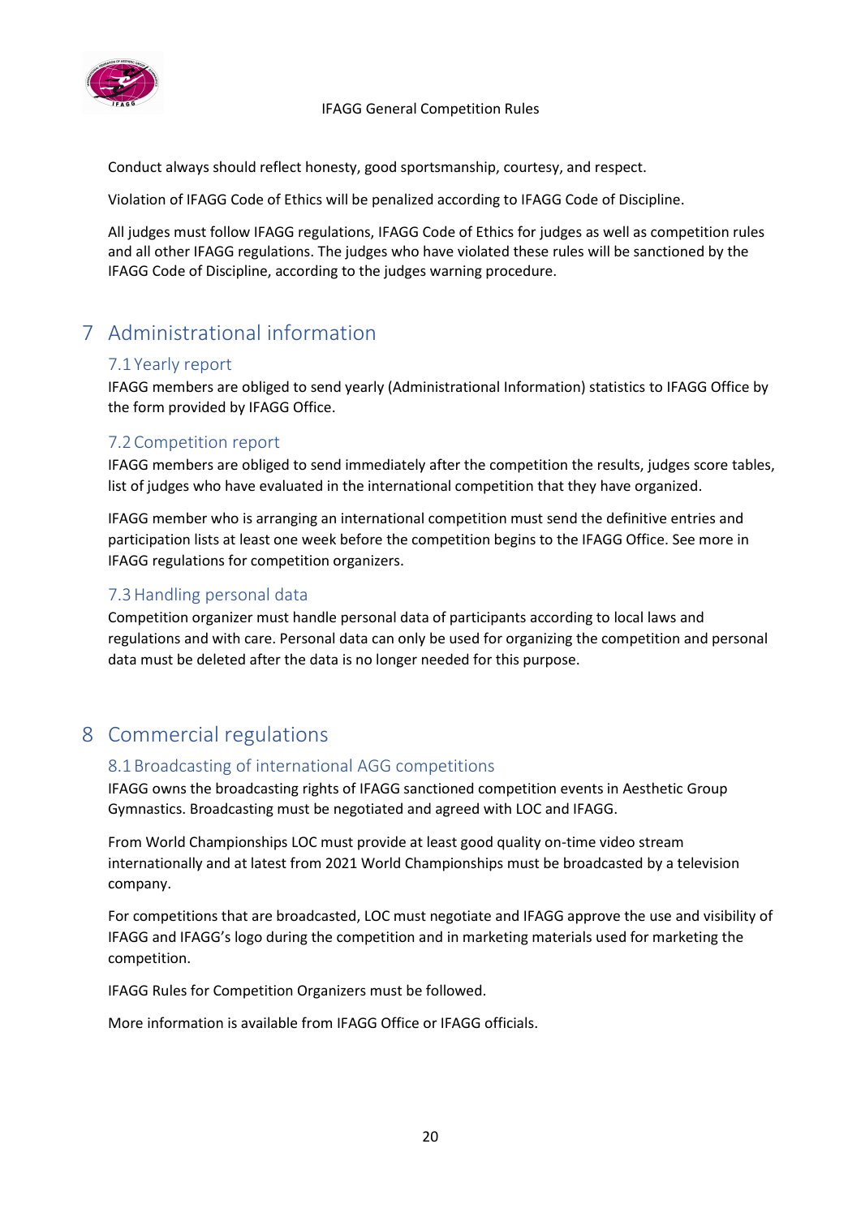Conduct always should reflect honesty, good sportsmanship, courtesy, and respect.

Violation of IFAGG Code of Ethics will be penalized according to IFAGG Code of Discipline.

All judges must follow IFAGG regulations, IFAGG Code of Ethics for judges as well as competition rules and all other IFAGG regulations. The judges who have violated these rules will be sanctioned by the IFAGG Code of Discipline, according to the judges warning procedure.

# 7 Administrational information

## 7.1 Yearly report

IFAGG members are obliged to send yearly (Administrational Information) statistics to IFAGG Office by the form provided by IFAGG Office.

## 7.2 Competition report

IFAGG members are obliged to send immediately after the competition the results, judges score tables, list of judges who have evaluated in the international competition that they have organized.

IFAGG member who is arranging an international competition must send the definitive entries and participation lists at least one week before the competition begins to the IFAGG Office. See more in IFAGG regulations for competition organizers.

## 7.3 Handling personal data

Competition organizer must handle personal data of participants according to local laws and regulations and with care. Personal data can only be used for organizing the competition and personal data must be deleted after the data is no longer needed for this purpose.

# 8 Commercial regulations

## 8.1 Broadcasting of international AGG competitions

IFAGG owns the broadcasting rights of IFAGG sanctioned competition events in Aesthetic Group Gymnastics. Broadcasting must be negotiated and agreed with LOC and IFAGG.

From World Championships LOC must provide at least good quality on-time video stream internationally and at latest from 2021 World Championships must be broadcasted by a television company.

For competitions that are broadcasted, LOC must negotiate and IFAGG approve the use and visibility of IFAGG and IFAGG's logo during the competition and in marketing materials used for marketing the competition.

IFAGG Rules for Competition Organizers must be followed.

More information is available from IFAGG Office or IFAGG officials.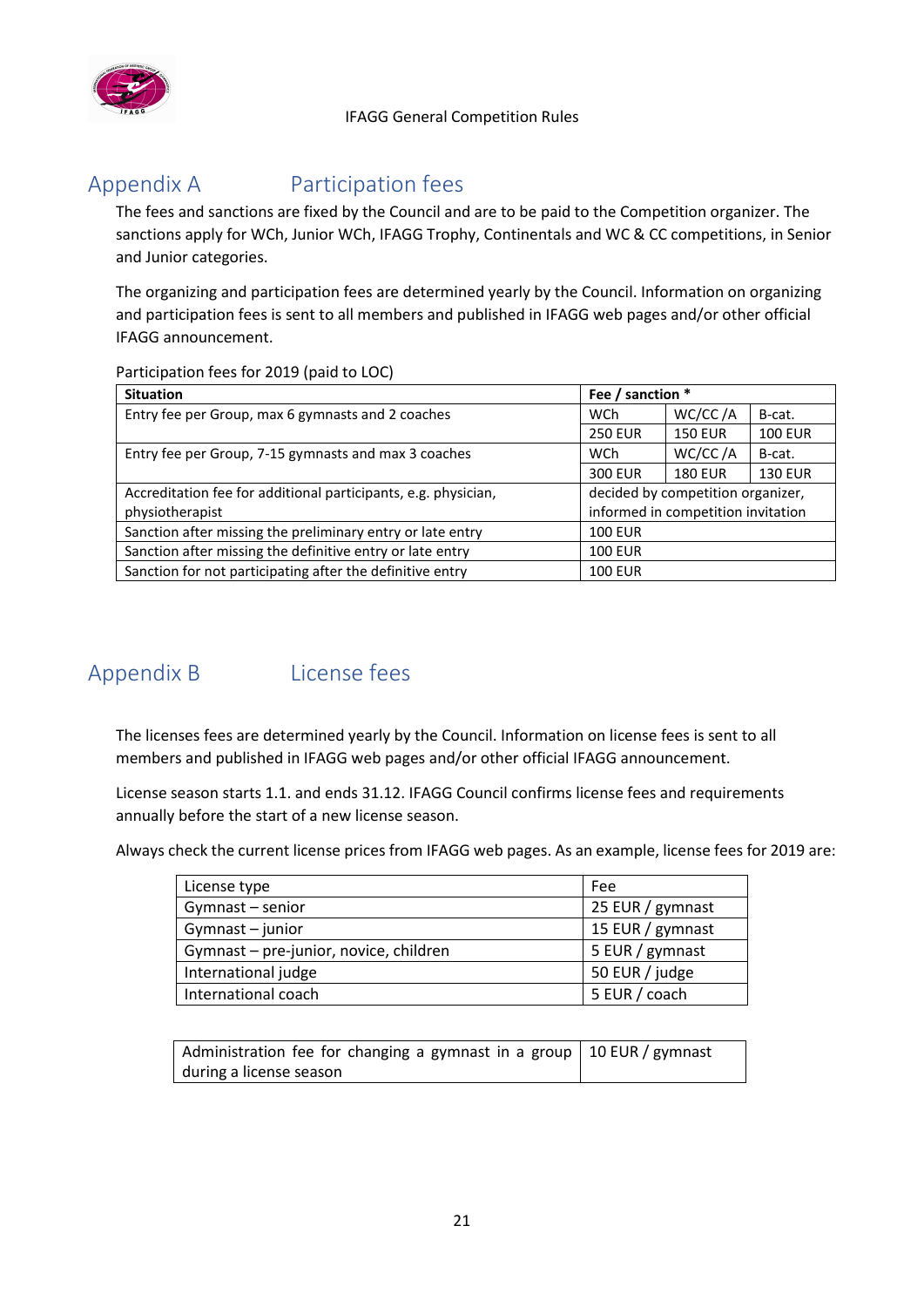## Appendix A Participation fees

The fees and sanctions are fixed by the Council and are to be paid to the Competition organizer. The sanctions apply for WCh, Junior WCh, IFAGG Trophy, Continentals and WC & CC competitions, in Senior and Junior categories.

The organizing and participation fees are determined yearly by the Council. Information on organizing and participation fees is sent to all members and published in IFAGG web pages and/or other official IFAGG announcement.

Participation fees for 2019 (paid to LOC)

| **Situation** | **Fee / sanction *** | | |
|---|---|---|---|
| Entry fee per Group, max 6 gymnasts and 2 coaches | WCh | WC/CC /A | B-cat. |
| | 250 EUR | 150 EUR | 100 EUR |
| Entry fee per Group, 7-15 gymnasts and max 3 coaches | WCh | WC/CC /A | B-cat. |
| | 300 EUR | 180 EUR | 130 EUR |
| Accreditation fee for additional participants, e.g. physician, physiotherapist | decided by competition organizer, informed in competition invitation | | |
| Sanction after missing the preliminary entry or late entry | 100 EUR | | |
| Sanction after missing the definitive entry or late entry | 100 EUR | | |
| Sanction for not participating after the definitive entry | 100 EUR | | |

## Appendix B License fees

The licenses fees are determined yearly by the Council. Information on license fees is sent to all members and published in IFAGG web pages and/or other official IFAGG announcement.

License season starts 1.1. and ends 31.12. IFAGG Council confirms license fees and requirements annually before the start of a new license season.

Always check the current license prices from IFAGG web pages. As an example, license fees for 2019 are:

| License type | Fee |
|---|---|
| Gymnast – senior | 25 EUR / gymnast |
| Gymnast – junior | 15 EUR / gymnast |
| Gymnast – pre-junior, novice, children | 5 EUR / gymnast |
| International judge | 50 EUR / judge |
| International coach | 5 EUR / coach |

| | |
|---|---|
| Administration fee for changing a gymnast in a group during a license season | 10 EUR / gymnast |